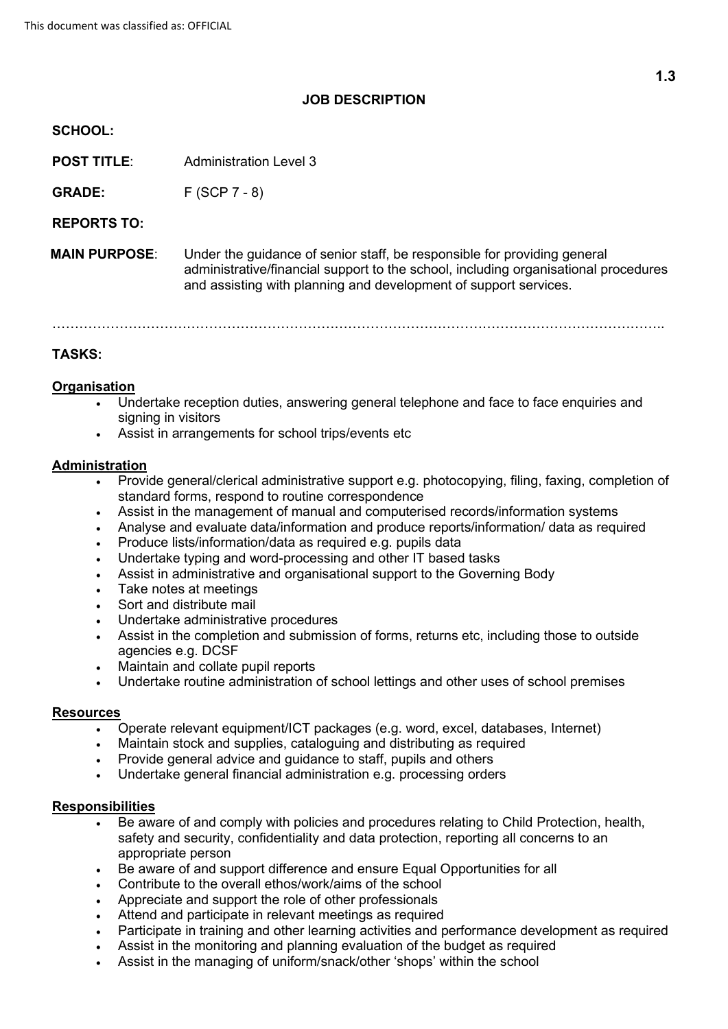This document was classified as: OFFICIAL

1.3

# JOB DESCRIPTION

**SCHOOL:**

**POST TITLE**: Administration Level 3

**GRADE:** F (SCP 7 - 8)

**REPORTS TO:**

**MAIN PURPOSE**: Under the guidance of senior staff, be responsible for providing general administrative/financial support to the school, including organisational procedures and assisting with planning and development of support services.

……………………………………………………………………………………………………………………..

## TASKS:

**Organisation**

- Undertake reception duties, answering general telephone and face to face enquiries and signing in visitors
- Assist in arrangements for school trips/events etc

**Administration**

- Provide general/clerical administrative support e.g. photocopying, filing, faxing, completion of standard forms, respond to routine correspondence
- Assist in the management of manual and computerised records/information systems
- Analyse and evaluate data/information and produce reports/information/ data as required
- Produce lists/information/data as required e.g. pupils data
- Undertake typing and word-processing and other IT based tasks
- Assist in administrative and organisational support to the Governing Body
- Take notes at meetings
- Sort and distribute mail
- Undertake administrative procedures
- Assist in the completion and submission of forms, returns etc, including those to outside agencies e.g. DCSF
- Maintain and collate pupil reports
- Undertake routine administration of school lettings and other uses of school premises

**Resources**

- Operate relevant equipment/ICT packages (e.g. word, excel, databases, Internet)
- Maintain stock and supplies, cataloguing and distributing as required
- Provide general advice and guidance to staff, pupils and others
- Undertake general financial administration e.g. processing orders

**Responsibilities**

- Be aware of and comply with policies and procedures relating to Child Protection, health, safety and security, confidentiality and data protection, reporting all concerns to an appropriate person
- Be aware of and support difference and ensure Equal Opportunities for all
- Contribute to the overall ethos/work/aims of the school
- Appreciate and support the role of other professionals
- Attend and participate in relevant meetings as required
- Participate in training and other learning activities and performance development as required
- Assist in the monitoring and planning evaluation of the budget as required
- Assist in the managing of uniform/snack/other 'shops' within the school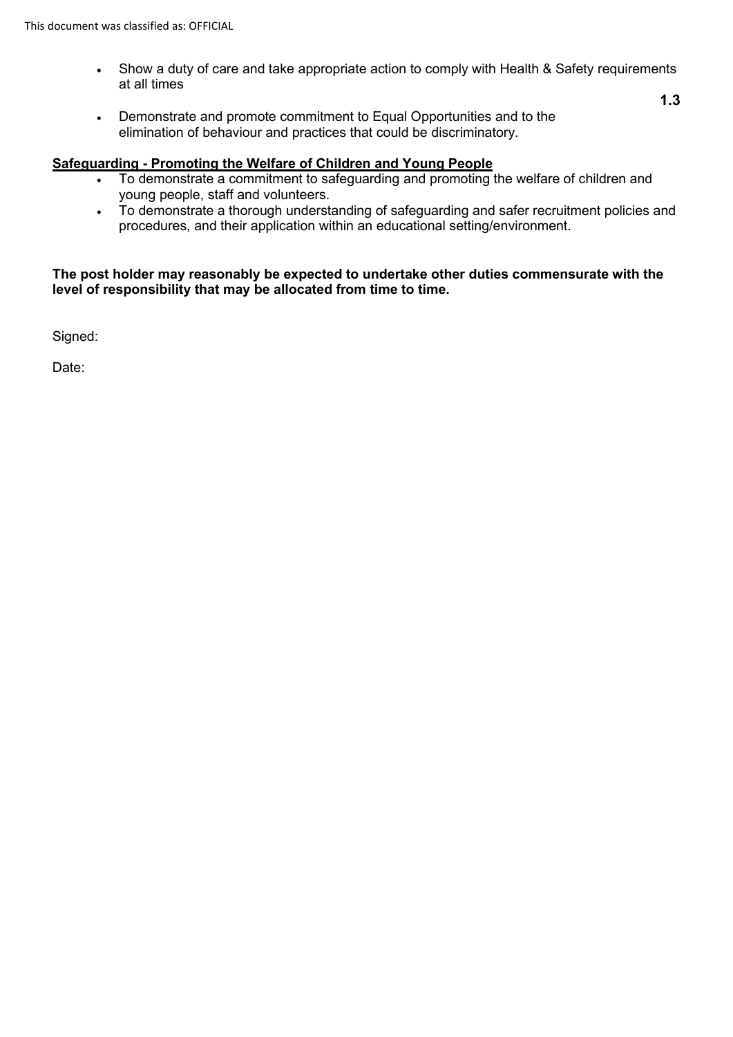- Show a duty of care and take appropriate action to comply with Health & Safety requirements at all times

**1.3**

- Demonstrate and promote commitment to Equal Opportunities and to the elimination of behaviour and practices that could be discriminatory.

**Safeguarding - Promoting the Welfare of Children and Young People**

- To demonstrate a commitment to safeguarding and promoting the welfare of children and young people, staff and volunteers.
- To demonstrate a thorough understanding of safeguarding and safer recruitment policies and procedures, and their application within an educational setting/environment.

**The post holder may reasonably be expected to undertake other duties commensurate with the level of responsibility that may be allocated from time to time.**

Signed:

Date: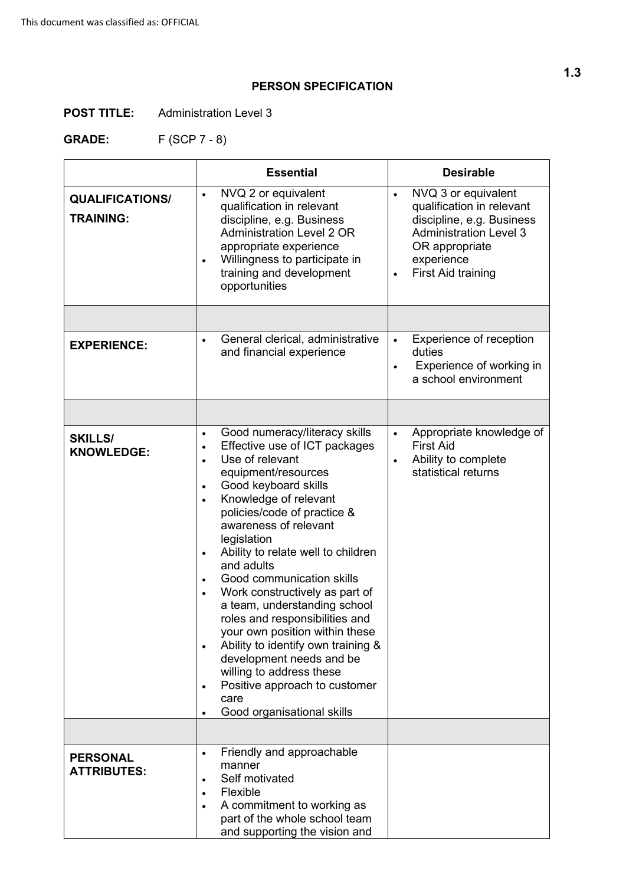This document was classified as: OFFICIAL

**1.3**

## PERSON SPECIFICATION

**POST TITLE:** Administration Level 3

**GRADE:** F (SCP 7 - 8)

| | **Essential** | **Desirable** |
|---|---|---|
| **QUALIFICATIONS/ TRAINING:** | • NVQ 2 or equivalent qualification in relevant discipline, e.g. Business Administration Level 2 OR appropriate experience<br>• Willingness to participate in training and development opportunities | • NVQ 3 or equivalent qualification in relevant discipline, e.g. Business Administration Level 3 OR appropriate experience<br>• First Aid training |
| | | |
| **EXPERIENCE:** | • General clerical, administrative and financial experience | • Experience of reception duties<br>• Experience of working in a school environment |
| | | |
| **SKILLS/ KNOWLEDGE:** | • Good numeracy/literacy skills<br>• Effective use of ICT packages<br>• Use of relevant equipment/resources<br>• Good keyboard skills<br>• Knowledge of relevant policies/code of practice & awareness of relevant legislation<br>• Ability to relate well to children and adults<br>• Good communication skills<br>• Work constructively as part of a team, understanding school roles and responsibilities and your own position within these<br>• Ability to identify own training & development needs and be willing to address these<br>• Positive approach to customer care<br>• Good organisational skills | • Appropriate knowledge of First Aid<br>• Ability to complete statistical returns |
| | | |
| **PERSONAL ATTRIBUTES:** | • Friendly and approachable manner<br>• Self motivated<br>• Flexible<br>• A commitment to working as part of the whole school team and supporting the vision and | |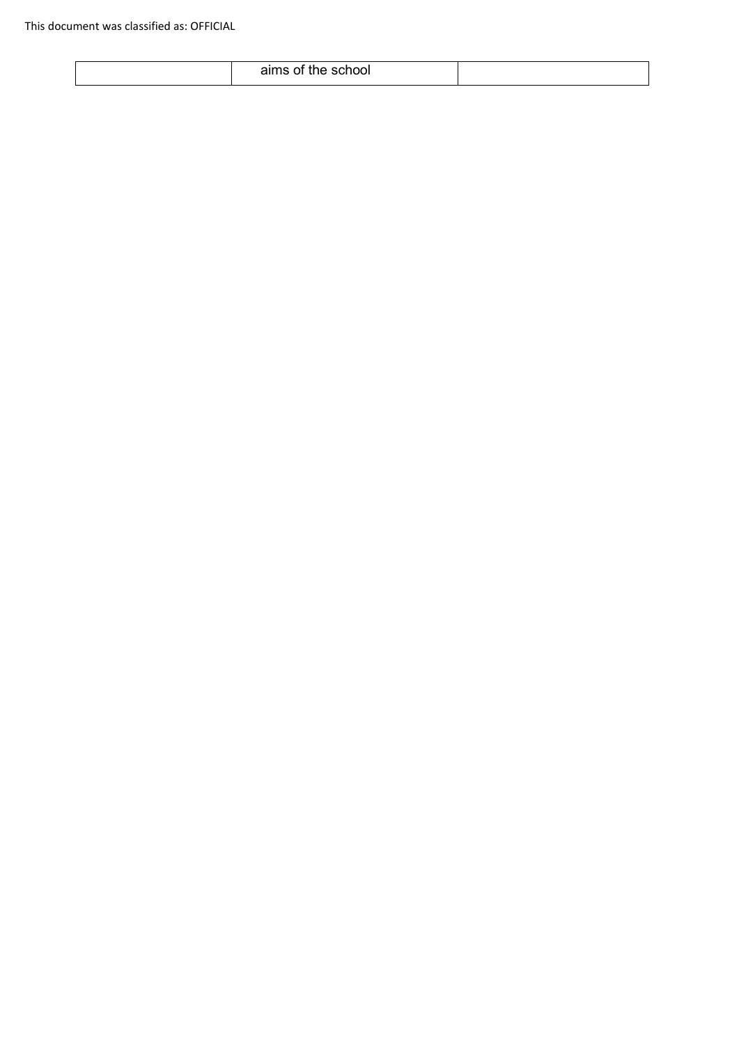| | | |
|---|---|---|
| | aims of the school | |